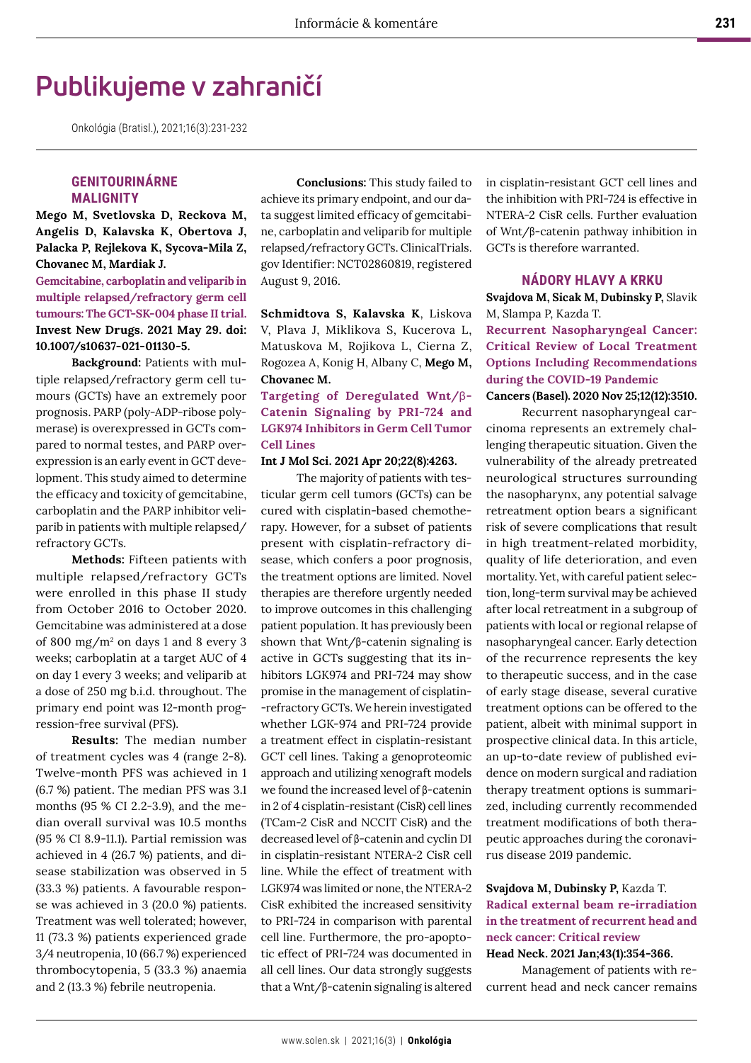# Publikujeme v zahraničí

Onkológia (Bratisl.), 2021;16(3):231-232

## GENITOURINÁRNE MALIGNITY

**Mego M, Svetlovska D, Reckova M, Angelis D, Kalavska K, Obertova J, Palacka P, Rejlekova K, Sycova-Mila Z, Chovanec M, Mardiak J.**

**Gemcitabine, carboplatin and veliparib in multiple relapsed/refractory germ cell tumours: The GCT-SK-004 phase II trial.**

**Invest New Drugs. 2021 May 29. doi: 10.1007/s10637-021-01130-5.**

**Background:** Patients with multiple relapsed/refractory germ cell tumours (GCTs) have an extremely poor prognosis. PARP (poly-ADP-ribose polymerase) is overexpressed in GCTs compared to normal testes, and PARP overexpression is an early event in GCT development. This study aimed to determine the efficacy and toxicity of gemcitabine, carboplatin and the PARP inhibitor veliparib in patients with multiple relapsed/refractory GCTs.

**Methods:** Fifteen patients with multiple relapsed/refractory GCTs were enrolled in this phase II study from October 2016 to October 2020. Gemcitabine was administered at a dose of 800 mg/m$^2$ on days 1 and 8 every 3 weeks; carboplatin at a target AUC of 4 on day 1 every 3 weeks; and veliparib at a dose of 250 mg b.i.d. throughout. The primary end point was 12-month progression-free survival (PFS).

**Results:** The median number of treatment cycles was 4 (range 2-8). Twelve-month PFS was achieved in 1 (6.7 %) patient. The median PFS was 3.1 months (95 % CI 2.2-3.9), and the median overall survival was 10.5 months (95 % CI 8.9-11.1). Partial remission was achieved in 4 (26.7 %) patients, and disease stabilization was observed in 5 (33.3 %) patients. A favourable response was achieved in 3 (20.0 %) patients. Treatment was well tolerated; however, 11 (73.3 %) patients experienced grade 3/4 neutropenia, 10 (66.7 %) experienced thrombocytopenia, 5 (33.3 %) anaemia and 2 (13.3 %) febrile neutropenia.

**Conclusions:** This study failed to achieve its primary endpoint, and our data suggest limited efficacy of gemcitabine, carboplatin and veliparib for multiple relapsed/refractory GCTs. ClinicalTrials.gov Identifier: NCT02860819, registered August 9, 2016.

**Schmidtova S, Kalavska K**, Liskova V, Plava J, Miklikova S, Kucerova L, Matuskova M, Rojikova L, Cierna Z, Rogozea A, Konig H, Albany C, **Mego M, Chovanec M.**

**Targeting of Deregulated Wnt/β-Catenin Signaling by PRI-724 and LGK974 Inhibitors in Germ Cell Tumor Cell Lines**

**Int J Mol Sci. 2021 Apr 20;22(8):4263.**

The majority of patients with testicular germ cell tumors (GCTs) can be cured with cisplatin-based chemotherapy. However, for a subset of patients present with cisplatin-refractory disease, which confers a poor prognosis, the treatment options are limited. Novel therapies are therefore urgently needed to improve outcomes in this challenging patient population. It has previously been shown that Wnt/β-catenin signaling is active in GCTs suggesting that its inhibitors LGK974 and PRI-724 may show promise in the management of cisplatin-refractory GCTs. We herein investigated whether LGK-974 and PRI-724 provide a treatment effect in cisplatin-resistant GCT cell lines. Taking a genoproteomic approach and utilizing xenograft models we found the increased level of β-catenin in 2 of 4 cisplatin-resistant (CisR) cell lines (TCam-2 CisR and NCCIT CisR) and the decreased level of β-catenin and cyclin D1 in cisplatin-resistant NTERA-2 CisR cell line. While the effect of treatment with LGK974 was limited or none, the NTERA-2 CisR exhibited the increased sensitivity to PRI-724 in comparison with parental cell line. Furthermore, the pro-apoptotic effect of PRI-724 was documented in all cell lines. Our data strongly suggests that a Wnt/β-catenin signaling is altered in cisplatin-resistant GCT cell lines and the inhibition with PRI-724 is effective in NTERA-2 CisR cells. Further evaluation of Wnt/β-catenin pathway inhibition in GCTs is therefore warranted.

## NÁDORY HLAVY A KRKU

**Svajdova M, Sicak M, Dubinsky P,** Slavik M, Slampa P, Kazda T.

**Recurrent Nasopharyngeal Cancer: Critical Review of Local Treatment Options Including Recommendations during the COVID-19 Pandemic**

**Cancers (Basel). 2020 Nov 25;12(12):3510.**

Recurrent nasopharyngeal carcinoma represents an extremely challenging therapeutic situation. Given the vulnerability of the already pretreated neurological structures surrounding the nasopharynx, any potential salvage retreatment option bears a significant risk of severe complications that result in high treatment-related morbidity, quality of life deterioration, and even mortality. Yet, with careful patient selection, long-term survival may be achieved after local retreatment in a subgroup of patients with local or regional relapse of nasopharyngeal cancer. Early detection of the recurrence represents the key to therapeutic success, and in the case of early stage disease, several curative treatment options can be offered to the patient, albeit with minimal support in prospective clinical data. In this article, an up-to-date review of published evidence on modern surgical and radiation therapy treatment options is summarized, including currently recommended treatment modifications of both therapeutic approaches during the coronavirus disease 2019 pandemic.

**Svajdova M, Dubinsky P,** Kazda T.

**Radical external beam re-irradiation in the treatment of recurrent head and neck cancer: Critical review**

**Head Neck. 2021 Jan;43(1):354-366.**

Management of patients with recurrent head and neck cancer remains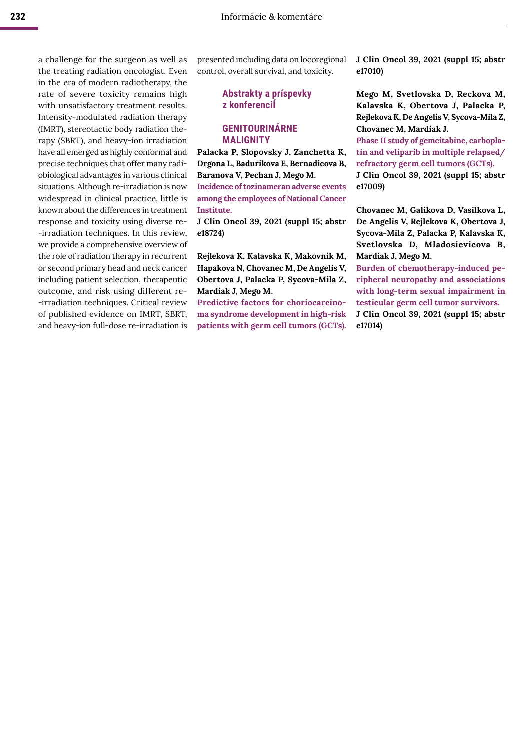a challenge for the surgeon as well as the treating radiation oncologist. Even in the era of modern radiotherapy, the rate of severe toxicity remains high with unsatisfactory treatment results. Intensity-modulated radiation therapy (IMRT), stereotactic body radiation therapy (SBRT), and heavy-ion irradiation have all emerged as highly conformal and precise techniques that offer many radiobiological advantages in various clinical situations. Although re-irradiation is now widespread in clinical practice, little is known about the differences in treatment response and toxicity using diverse re-irradiation techniques. In this review, we provide a comprehensive overview of the role of radiation therapy in recurrent or second primary head and neck cancer including patient selection, therapeutic outcome, and risk using different re-irradiation techniques. Critical review of published evidence on IMRT, SBRT, and heavy-ion full-dose re-irradiation is presented including data on locoregional control, overall survival, and toxicity.

## Abstrakty a príspevky z konferencií

### GENITOURINÁRNE MALIGNITY

**Palacka P, Slopovsky J, Zanchetta K, Drgona L, Badurikova E, Bernadicova B, Baranova V, Pechan J, Mego M.**
**Incidence of tozinameran adverse events among the employees of National Cancer Institute.**
**J Clin Oncol 39, 2021 (suppl 15; abstr e18724)**

**Rejlekova K, Kalavska K, Makovnik M, Hapakova N, Chovanec M, De Angelis V, Obertova J, Palacka P, Sycova-Mila Z, Mardiak J, Mego M.**
**Predictive factors for choriocarcinoma syndrome development in high-risk patients with germ cell tumors (GCTs).**
**J Clin Oncol 39, 2021 (suppl 15; abstr e17010)**

**Mego M, Svetlovska D, Reckova M, Kalavska K, Obertova J, Palacka P, Rejlekova K, De Angelis V, Sycova-Mila Z, Chovanec M, Mardiak J.**
**Phase II study of gemcitabine, carboplatin and veliparib in multiple relapsed/refractory germ cell tumors (GCTs).**
**J Clin Oncol 39, 2021 (suppl 15; abstr e17009)**

**Chovanec M, Galikova D, Vasilkova L, De Angelis V, Rejlekova K, Obertova J, Sycova-Mila Z, Palacka P, Kalavska K, Svetlovska D, Mladosievicova B, Mardiak J, Mego M.**
**Burden of chemotherapy-induced peripheral neuropathy and associations with long-term sexual impairment in testicular germ cell tumor survivors.**
**J Clin Oncol 39, 2021 (suppl 15; abstr e17014)**